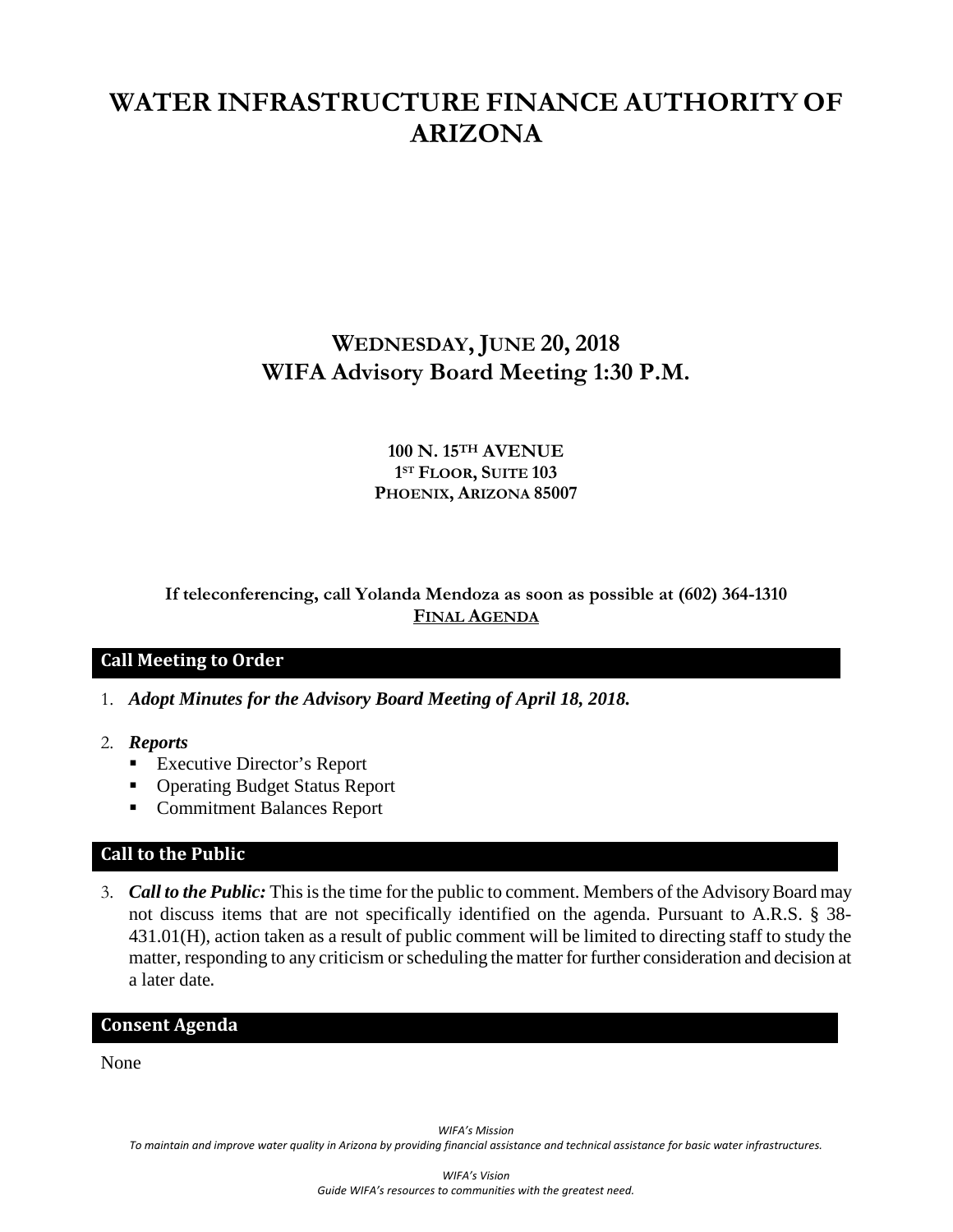# WATER INFRASTRUCTURE FINANCE AUTHORITY OF ARIZONA

## WEDNESDAY, JUNE 20, 2018
## WIFA Advisory Board Meeting 1:30 P.M.

**100 N. 15TH AVENUE**
**1ST FLOOR, SUITE 103**
**PHOENIX, ARIZONA 85007**

**If teleconferencing, call Yolanda Mendoza as soon as possible at (602) 364-1310**
**FINAL AGENDA**

### Call Meeting to Order

1. ***Adopt Minutes for the Advisory Board Meeting of April 18, 2018.***

2. ***Reports***
   - Executive Director's Report
   - Operating Budget Status Report
   - Commitment Balances Report

### Call to the Public

3. ***Call to the Public:*** This is the time for the public to comment. Members of the Advisory Board may not discuss items that are not specifically identified on the agenda. Pursuant to A.R.S. § 38-431.01(H), action taken as a result of public comment will be limited to directing staff to study the matter, responding to any criticism or scheduling the matter for further consideration and decision at a later date.

### Consent Agenda

None

*WIFA's Mission*
*To maintain and improve water quality in Arizona by providing financial assistance and technical assistance for basic water infrastructures.*

*WIFA's Vision*
*Guide WIFA's resources to communities with the greatest need.*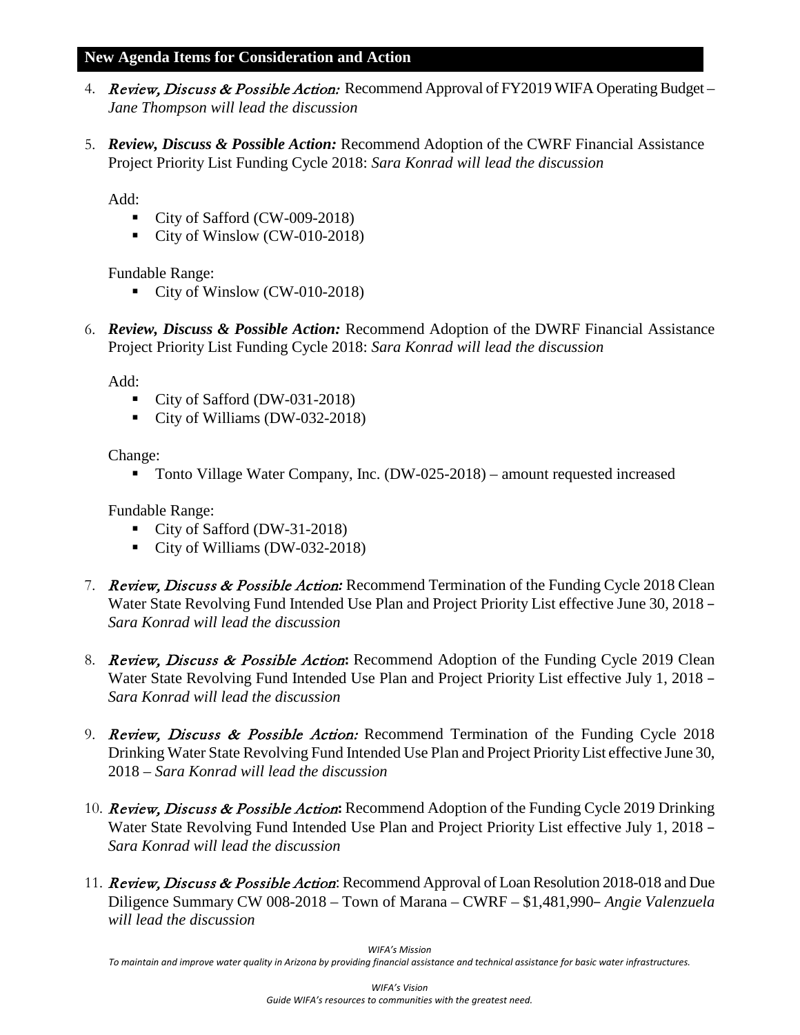## New Agenda Items for Consideration and Action

4. ***Review, Discuss & Possible Action:*** Recommend Approval of FY2019 WIFA Operating Budget – *Jane Thompson will lead the discussion*

5. ***Review, Discuss & Possible Action:*** Recommend Adoption of the CWRF Financial Assistance Project Priority List Funding Cycle 2018: *Sara Konrad will lead the discussion*

   Add:
   - City of Safford (CW-009-2018)
   - City of Winslow (CW-010-2018)

   Fundable Range:
   - City of Winslow (CW-010-2018)

6. ***Review, Discuss & Possible Action:*** Recommend Adoption of the DWRF Financial Assistance Project Priority List Funding Cycle 2018: *Sara Konrad will lead the discussion*

   Add:
   - City of Safford (DW-031-2018)
   - City of Williams (DW-032-2018)

   Change:
   - Tonto Village Water Company, Inc. (DW-025-2018) – amount requested increased

   Fundable Range:
   - City of Safford (DW-31-2018)
   - City of Williams (DW-032-2018)

7. ***Review, Discuss & Possible Action:*** Recommend Termination of the Funding Cycle 2018 Clean Water State Revolving Fund Intended Use Plan and Project Priority List effective June 30, 2018 – *Sara Konrad will lead the discussion*

8. ***Review, Discuss & Possible Action:*** Recommend Adoption of the Funding Cycle 2019 Clean Water State Revolving Fund Intended Use Plan and Project Priority List effective July 1, 2018 – *Sara Konrad will lead the discussion*

9. ***Review, Discuss & Possible Action:*** Recommend Termination of the Funding Cycle 2018 Drinking Water State Revolving Fund Intended Use Plan and Project Priority List effective June 30, 2018 – *Sara Konrad will lead the discussion*

10. ***Review, Discuss & Possible Action:*** Recommend Adoption of the Funding Cycle 2019 Drinking Water State Revolving Fund Intended Use Plan and Project Priority List effective July 1, 2018 – *Sara Konrad will lead the discussion*

11. ***Review, Discuss & Possible Action:*** Recommend Approval of Loan Resolution 2018-018 and Due Diligence Summary CW 008-2018 – Town of Marana – CWRF – $1,481,990– *Angie Valenzuela will lead the discussion*

*WIFA's Mission*
*To maintain and improve water quality in Arizona by providing financial assistance and technical assistance for basic water infrastructures.*

*WIFA's Vision*
*Guide WIFA's resources to communities with the greatest need.*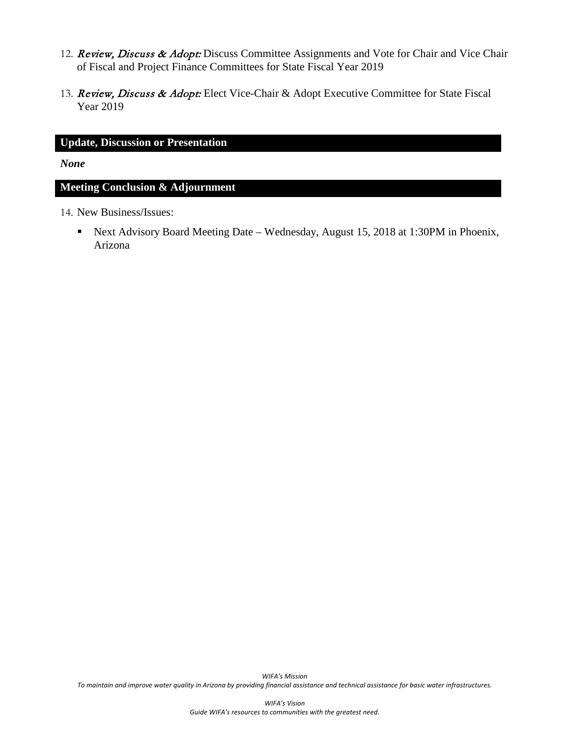12. *Review, Discuss & Adopt:* Discuss Committee Assignments and Vote for Chair and Vice Chair of Fiscal and Project Finance Committees for State Fiscal Year 2019

13. *Review, Discuss & Adopt:* Elect Vice-Chair & Adopt Executive Committee for State Fiscal Year 2019

## Update, Discussion or Presentation

***None***

## Meeting Conclusion & Adjournment

14. New Business/Issues:

    - Next Advisory Board Meeting Date – Wednesday, August 15, 2018 at 1:30PM in Phoenix, Arizona

*WIFA's Mission*
*To maintain and improve water quality in Arizona by providing financial assistance and technical assistance for basic water infrastructures.*

*WIFA's Vision*
*Guide WIFA's resources to communities with the greatest need.*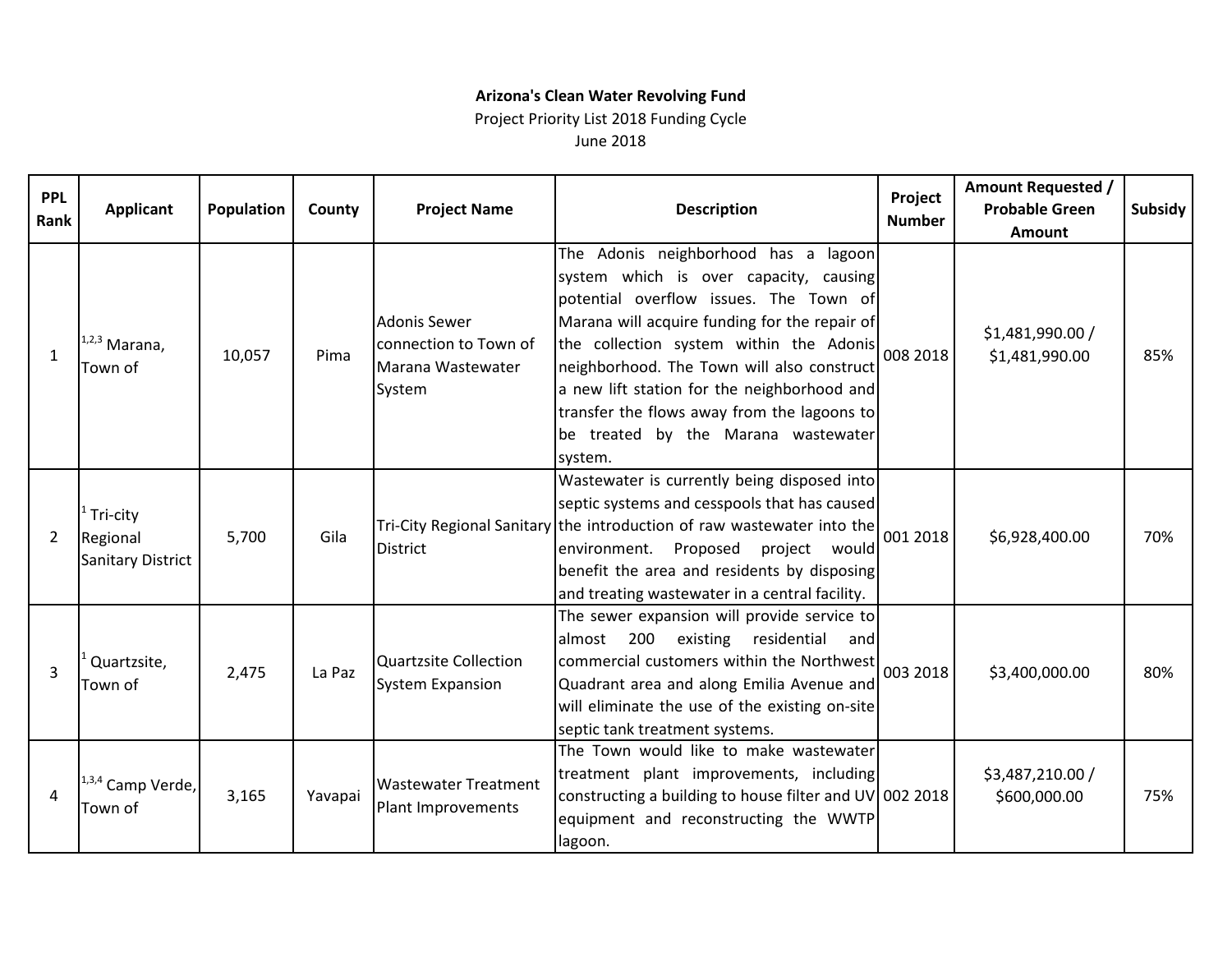**Arizona's Clean Water Revolving Fund**

Project Priority List 2018 Funding Cycle

June 2018

| PPL Rank | Applicant | Population | County | Project Name | Description | Project Number | Amount Requested / Probable Green Amount | Subsidy |
|---|---|---|---|---|---|---|---|---|
| 1 | [1,2,3] Marana, Town of | 10,057 | Pima | Adonis Sewer connection to Town of Marana Wastewater System | The Adonis neighborhood has a lagoon system which is over capacity, causing potential overflow issues. The Town of Marana will acquire funding for the repair of the collection system within the Adonis neighborhood. The Town will also construct a new lift station for the neighborhood and transfer the flows away from the lagoons to be treated by the Marana wastewater system. | 008 2018 | $1,481,990.00 / $1,481,990.00 | 85% |
| 2 | [1] Tri-city Regional Sanitary District | 5,700 | Gila | Tri-City Regional Sanitary District | Wastewater is currently being disposed into septic systems and cesspools that has caused the introduction of raw wastewater into the environment. Proposed project would benefit the area and residents by disposing and treating wastewater in a central facility. | 001 2018 | $6,928,400.00 | 70% |
| 3 | [1] Quartzsite, Town of | 2,475 | La Paz | Quartzsite Collection System Expansion | The sewer expansion will provide service to almost 200 existing residential and commercial customers within the Northwest Quadrant area and along Emilia Avenue and will eliminate the use of the existing on-site septic tank treatment systems. | 003 2018 | $3,400,000.00 | 80% |
| 4 | [1,3,4] Camp Verde, Town of | 3,165 | Yavapai | Wastewater Treatment Plant Improvements | The Town would like to make wastewater treatment plant improvements, including constructing a building to house filter and UV equipment and reconstructing the WWTP lagoon. | 002 2018 | $3,487,210.00 / $600,000.00 | 75% |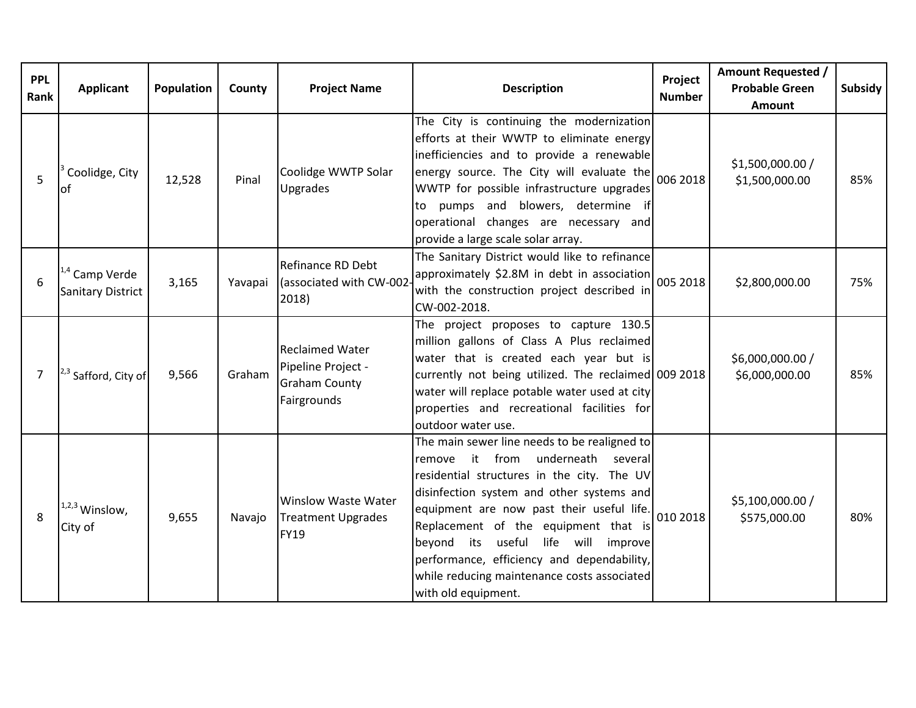| PPL Rank | Applicant | Population | County | Project Name | Description | Project Number | Amount Requested / Probable Green Amount | Subsidy |
|---|---|---|---|---|---|---|---|---|
| 5 | [3] Coolidge, City of | 12,528 | Pinal | Coolidge WWTP Solar Upgrades | The City is continuing the modernization efforts at their WWTP to eliminate energy inefficiencies and to provide a renewable energy source. The City will evaluate the WWTP for possible infrastructure upgrades to pumps and blowers, determine if operational changes are necessary and provide a large scale solar array. | 006 2018 | $1,500,000.00 / $1,500,000.00 | 85% |
| 6 | [1,4] Camp Verde Sanitary District | 3,165 | Yavapai | Refinance RD Debt (associated with CW-002-2018) | The Sanitary District would like to refinance approximately $2.8M in debt in association with the construction project described in CW-002-2018. | 005 2018 | $2,800,000.00 | 75% |
| 7 | [2,3] Safford, City of | 9,566 | Graham | Reclaimed Water Pipeline Project - Graham County Fairgrounds | The project proposes to capture 130.5 million gallons of Class A Plus reclaimed water that is created each year but is currently not being utilized. The reclaimed water will replace potable water used at city properties and recreational facilities for outdoor water use. | 009 2018 | $6,000,000.00 / $6,000,000.00 | 85% |
| 8 | [1,2,3] Winslow, City of | 9,655 | Navajo | Winslow Waste Water Treatment Upgrades FY19 | The main sewer line needs to be realigned to remove it from underneath several residential structures in the city. The UV disinfection system and other systems and equipment are now past their useful life. Replacement of the equipment that is beyond its useful life will improve performance, efficiency and dependability, while reducing maintenance costs associated with old equipment. | 010 2018 | $5,100,000.00 / $575,000.00 | 80% |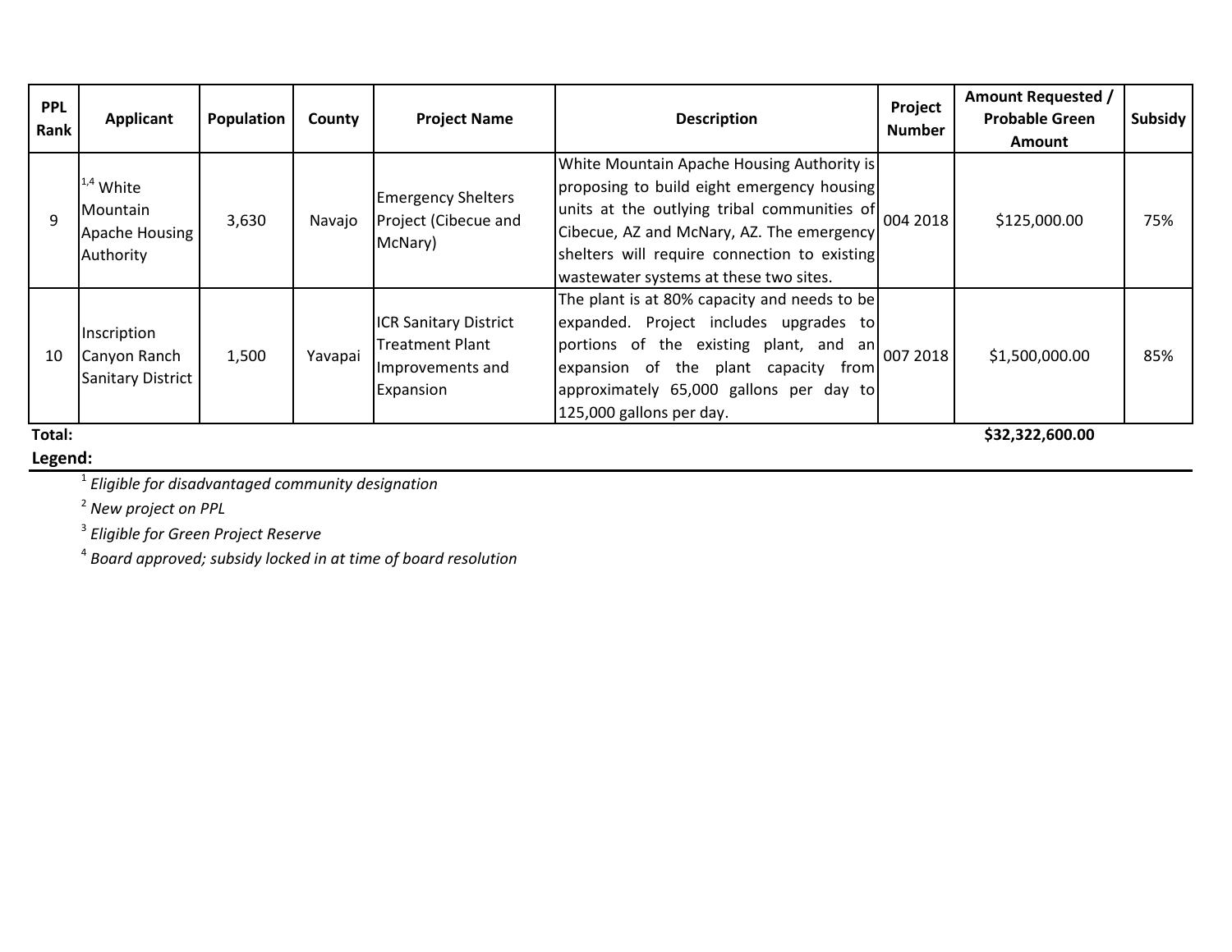| PPL Rank | Applicant | Population | County | Project Name | Description | Project Number | Amount Requested / Probable Green Amount | Subsidy |
|---|---|---|---|---|---|---|---|---|
| 9 | [1,4] White Mountain Apache Housing Authority | 3,630 | Navajo | Emergency Shelters Project (Cibecue and McNary) | White Mountain Apache Housing Authority is proposing to build eight emergency housing units at the outlying tribal communities of Cibecue, AZ and McNary, AZ. The emergency shelters will require connection to existing wastewater systems at these two sites. | 004 2018 | $125,000.00 | 75% |
| 10 | Inscription Canyon Ranch Sanitary District | 1,500 | Yavapai | ICR Sanitary District Treatment Plant Improvements and Expansion | The plant is at 80% capacity and needs to be expanded. Project includes upgrades to portions of the existing plant, and an expansion of the plant capacity from approximately 65,000 gallons per day to 125,000 gallons per day. | 007 2018 | $1,500,000.00 | 85% |
| **Total:** | | | | | | | **$32,322,600.00** | |

**Legend:**

[1] *Eligible for disadvantaged community designation*

[2] *New project on PPL*

[3] *Eligible for Green Project Reserve*

[4] *Board approved; subsidy locked in at time of board resolution*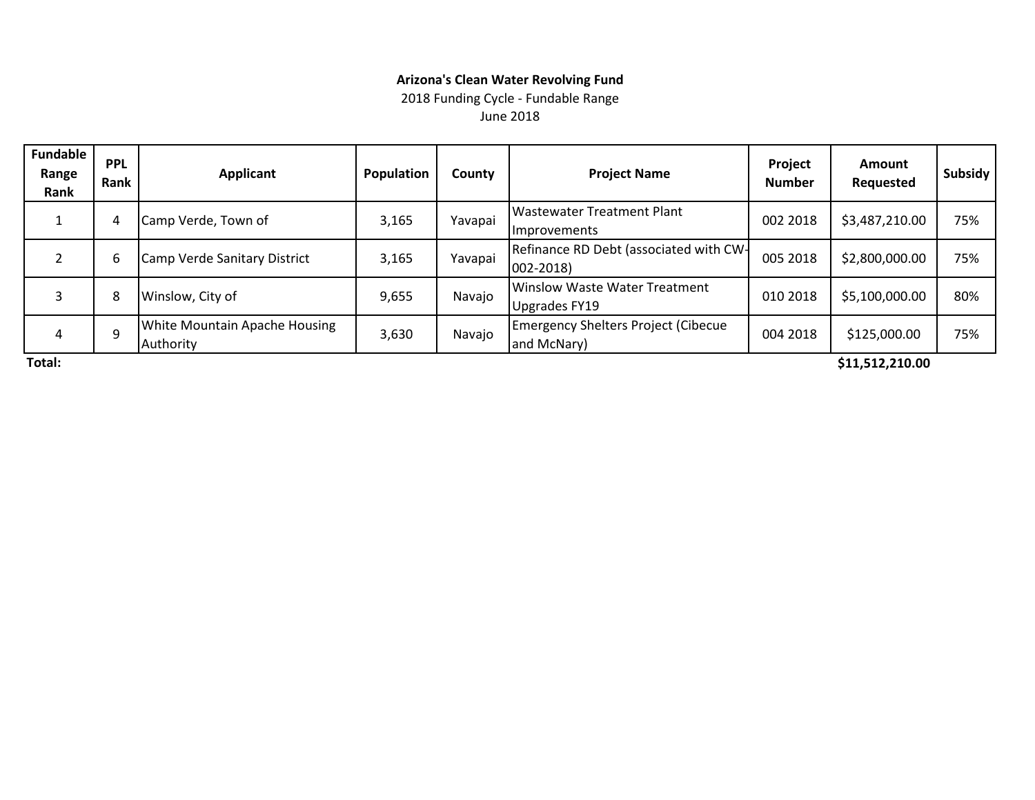**Arizona's Clean Water Revolving Fund**

2018 Funding Cycle - Fundable Range

June 2018

| Fundable Range Rank | PPL Rank | Applicant | Population | County | Project Name | Project Number | Amount Requested | Subsidy |
|---|---|---|---|---|---|---|---|---|
| 1 | 4 | Camp Verde, Town of | 3,165 | Yavapai | Wastewater Treatment Plant Improvements | 002 2018 | $3,487,210.00 | 75% |
| 2 | 6 | Camp Verde Sanitary District | 3,165 | Yavapai | Refinance RD Debt (associated with CW-002-2018) | 005 2018 | $2,800,000.00 | 75% |
| 3 | 8 | Winslow, City of | 9,655 | Navajo | Winslow Waste Water Treatment Upgrades FY19 | 010 2018 | $5,100,000.00 | 80% |
| 4 | 9 | White Mountain Apache Housing Authority | 3,630 | Navajo | Emergency Shelters Project (Cibecue and McNary) | 004 2018 | $125,000.00 | 75% |
| **Total:** | | | | | | | **$11,512,210.00** | |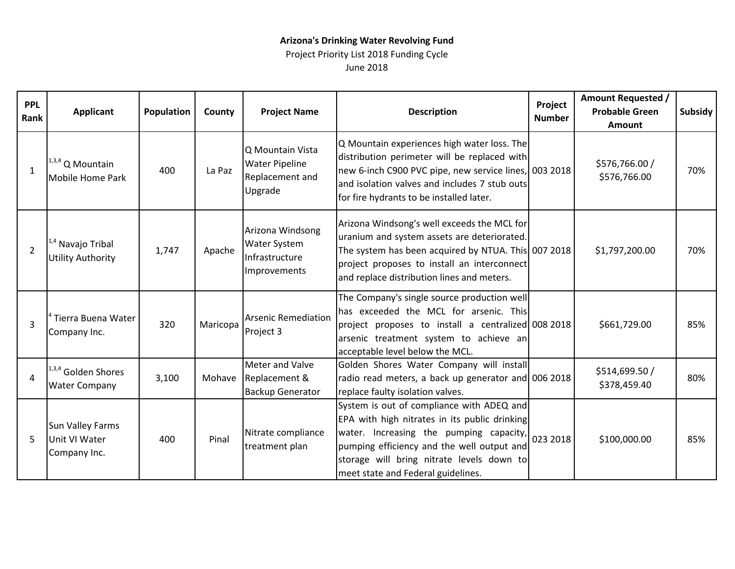**Arizona's Drinking Water Revolving Fund**

Project Priority List 2018 Funding Cycle

June 2018

| PPL Rank | Applicant | Population | County | Project Name | Description | Project Number | Amount Requested / Probable Green Amount | Subsidy |
|---|---|---|---|---|---|---|---|---|
| 1 | [1,3,4] Q Mountain Mobile Home Park | 400 | La Paz | Q Mountain Vista Water Pipeline Replacement and Upgrade | Q Mountain experiences high water loss. The distribution perimeter will be replaced with new 6-inch C900 PVC pipe, new service lines, and isolation valves and includes 7 stub outs for fire hydrants to be installed later. | 003 2018 | $576,766.00 / $576,766.00 | 70% |
| 2 | [1,4] Navajo Tribal Utility Authority | 1,747 | Apache | Arizona Windsong Water System Infrastructure Improvements | Arizona Windsong's well exceeds the MCL for uranium and system assets are deteriorated. The system has been acquired by NTUA. This project proposes to install an interconnect and replace distribution lines and meters. | 007 2018 | $1,797,200.00 | 70% |
| 3 | [4] Tierra Buena Water Company Inc. | 320 | Maricopa | Arsenic Remediation Project 3 | The Company's single source production well has exceeded the MCL for arsenic. This project proposes to install a centralized arsenic treatment system to achieve an acceptable level below the MCL. | 008 2018 | $661,729.00 | 85% |
| 4 | [1,3,4] Golden Shores Water Company | 3,100 | Mohave | Meter and Valve Replacement & Backup Generator | Golden Shores Water Company will install radio read meters, a back up generator and replace faulty isolation valves. | 006 2018 | $514,699.50 / $378,459.40 | 80% |
| 5 | Sun Valley Farms Unit VI Water Company Inc. | 400 | Pinal | Nitrate compliance treatment plan | System is out of compliance with ADEQ and EPA with high nitrates in its public drinking water. Increasing the pumping capacity, pumping efficiency and the well output and storage will bring nitrate levels down to meet state and Federal guidelines. | 023 2018 | $100,000.00 | 85% |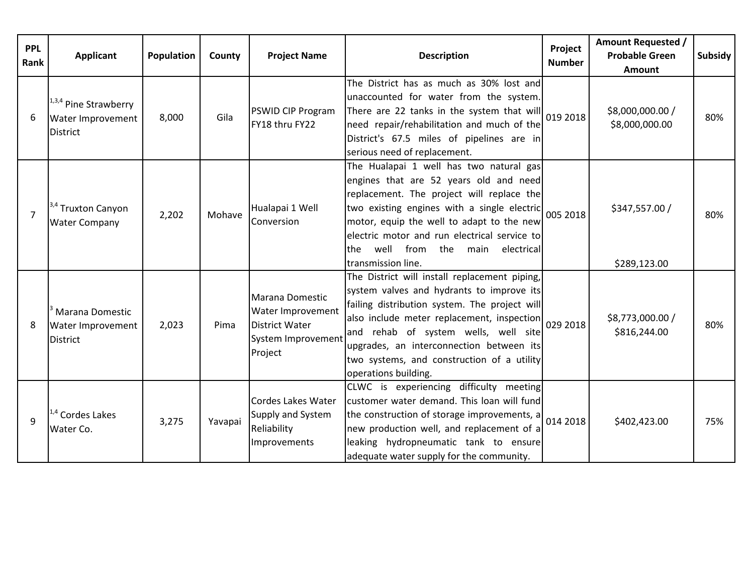| PPL Rank | Applicant | Population | County | Project Name | Description | Project Number | Amount Requested / Probable Green Amount | Subsidy |
|---|---|---|---|---|---|---|---|---|
| 6 | [1,3,4] Pine Strawberry Water Improvement District | 8,000 | Gila | PSWID CIP Program FY18 thru FY22 | The District has as much as 30% lost and unaccounted for water from the system. There are 22 tanks in the system that will need repair/rehabilitation and much of the District's 67.5 miles of pipelines are in serious need of replacement. | 019 2018 | $8,000,000.00 / $8,000,000.00 | 80% |
| 7 | [3,4] Truxton Canyon Water Company | 2,202 | Mohave | Hualapai 1 Well Conversion | The Hualapai 1 well has two natural gas engines that are 52 years old and need replacement. The project will replace the two existing engines with a single electric motor, equip the well to adapt to the new electric motor and run electrical service to the well from the main electrical transmission line. | 005 2018 | $347,557.00 / $289,123.00 | 80% |
| 8 | [3] Marana Domestic Water Improvement District | 2,023 | Pima | Marana Domestic Water Improvement District Water System Improvement Project | The District will install replacement piping, system valves and hydrants to improve its failing distribution system. The project will also include meter replacement, inspection and rehab of system wells, well site upgrades, an interconnection between its two systems, and construction of a utility operations building. | 029 2018 | $8,773,000.00 / $816,244.00 | 80% |
| 9 | [1,4] Cordes Lakes Water Co. | 3,275 | Yavapai | Cordes Lakes Water Supply and System Reliability Improvements | CLWC is experiencing difficulty meeting customer water demand. This loan will fund the construction of storage improvements, a new production well, and replacement of a leaking hydropneumatic tank to ensure adequate water supply for the community. | 014 2018 | $402,423.00 | 75% |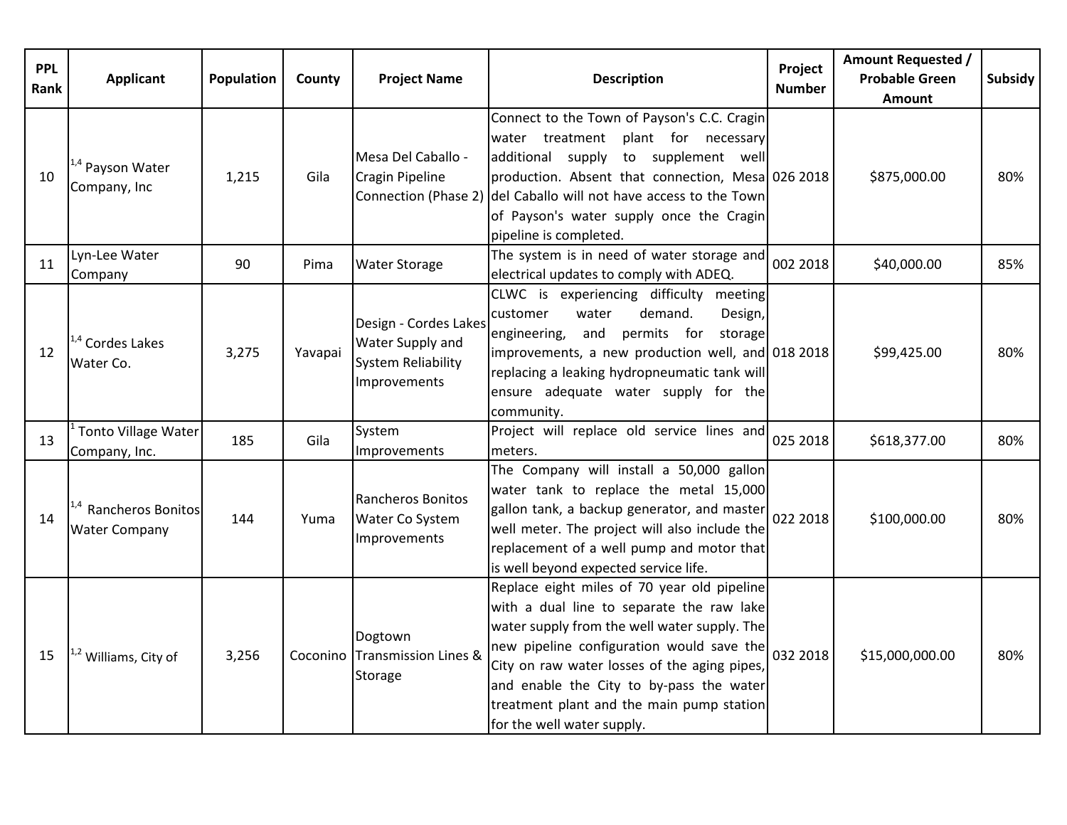| PPL Rank | Applicant | Population | County | Project Name | Description | Project Number | Amount Requested / Probable Green Amount | Subsidy |
|---|---|---|---|---|---|---|---|---|
| 10 | [1,4] Payson Water Company, Inc | 1,215 | Gila | Mesa Del Caballo - Cragin Pipeline Connection (Phase 2) | Connect to the Town of Payson's C.C. Cragin water treatment plant for necessary additional supply to supplement well production. Absent that connection, Mesa del Caballo will not have access to the Town of Payson's water supply once the Cragin pipeline is completed. | 026 2018 | $875,000.00 | 80% |
| 11 | Lyn-Lee Water Company | 90 | Pima | Water Storage | The system is in need of water storage and electrical updates to comply with ADEQ. | 002 2018 | $40,000.00 | 85% |
| 12 | [1,4] Cordes Lakes Water Co. | 3,275 | Yavapai | Design - Cordes Lakes Water Supply and System Reliability Improvements | CLWC is experiencing difficulty meeting customer water demand. Design, engineering, and permits for storage improvements, a new production well, and replacing a leaking hydropneumatic tank will ensure adequate water supply for the community. | 018 2018 | $99,425.00 | 80% |
| 13 | [1] Tonto Village Water Company, Inc. | 185 | Gila | System Improvements | Project will replace old service lines and meters. | 025 2018 | $618,377.00 | 80% |
| 14 | [1,4] Rancheros Bonitos Water Company | 144 | Yuma | Rancheros Bonitos Water Co System Improvements | The Company will install a 50,000 gallon water tank to replace the metal 15,000 gallon tank, a backup generator, and master well meter. The project will also include the replacement of a well pump and motor that is well beyond expected service life. | 022 2018 | $100,000.00 | 80% |
| 15 | [1,2] Williams, City of | 3,256 | Coconino | Dogtown Transmission Lines & Storage | Replace eight miles of 70 year old pipeline with a dual line to separate the raw lake water supply from the well water supply. The new pipeline configuration would save the City on raw water losses of the aging pipes, and enable the City to by-pass the water treatment plant and the main pump station for the well water supply. | 032 2018 | $15,000,000.00 | 80% |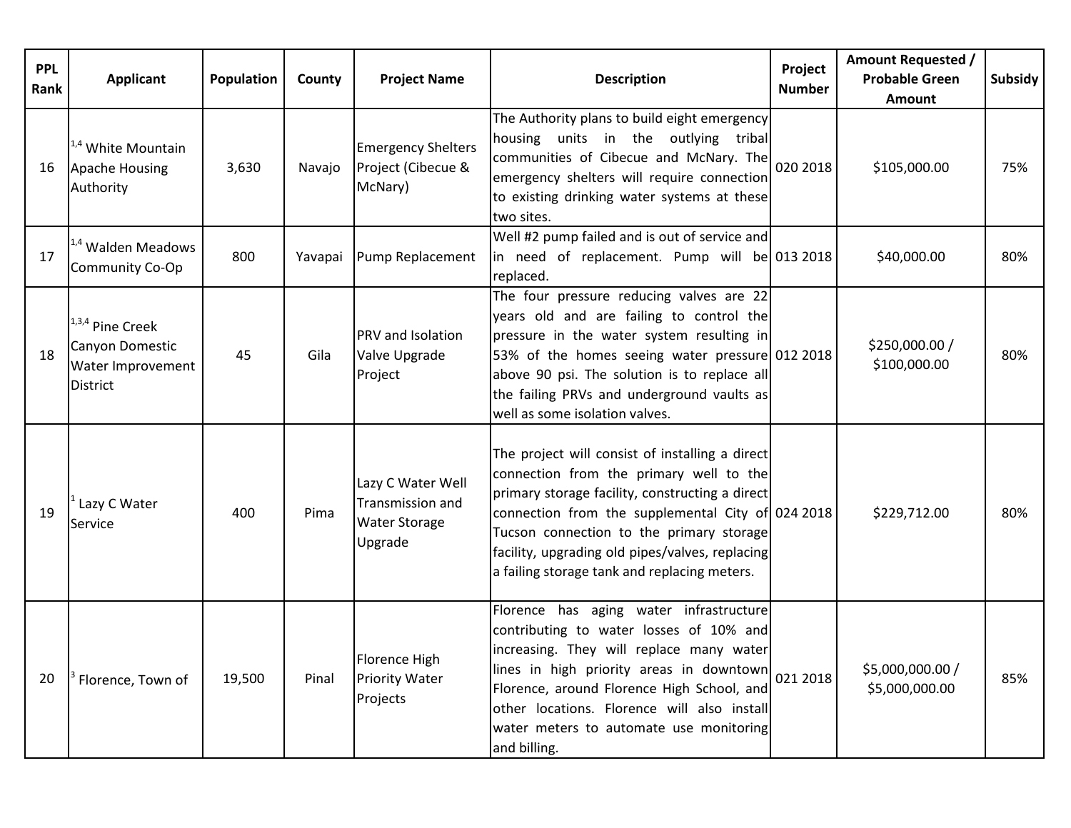| PPL Rank | Applicant | Population | County | Project Name | Description | Project Number | Amount Requested / Probable Green Amount | Subsidy |
|---|---|---|---|---|---|---|---|---|
| 16 | [1,4] White Mountain Apache Housing Authority | 3,630 | Navajo | Emergency Shelters Project (Cibecue & McNary) | The Authority plans to build eight emergency housing units in the outlying tribal communities of Cibecue and McNary. The emergency shelters will require connection to existing drinking water systems at these two sites. | 020 2018 | $105,000.00 | 75% |
| 17 | [1,4] Walden Meadows Community Co-Op | 800 | Yavapai | Pump Replacement | Well #2 pump failed and is out of service and in need of replacement. Pump will be replaced. | 013 2018 | $40,000.00 | 80% |
| 18 | [1,3,4] Pine Creek Canyon Domestic Water Improvement District | 45 | Gila | PRV and Isolation Valve Upgrade Project | The four pressure reducing valves are 22 years old and are failing to control the pressure in the water system resulting in 53% of the homes seeing water pressure above 90 psi. The solution is to replace all the failing PRVs and underground vaults as well as some isolation valves. | 012 2018 | $250,000.00 / $100,000.00 | 80% |
| 19 | [1] Lazy C Water Service | 400 | Pima | Lazy C Water Well Transmission and Water Storage Upgrade | The project will consist of installing a direct connection from the primary well to the primary storage facility, constructing a direct connection from the supplemental City of Tucson connection to the primary storage facility, upgrading old pipes/valves, replacing a failing storage tank and replacing meters. | 024 2018 | $229,712.00 | 80% |
| 20 | [3] Florence, Town of | 19,500 | Pinal | Florence High Priority Water Projects | Florence has aging water infrastructure contributing to water losses of 10% and increasing. They will replace many water lines in high priority areas in downtown Florence, around Florence High School, and other locations. Florence will also install water meters to automate use monitoring and billing. | 021 2018 | $5,000,000.00 / $5,000,000.00 | 85% |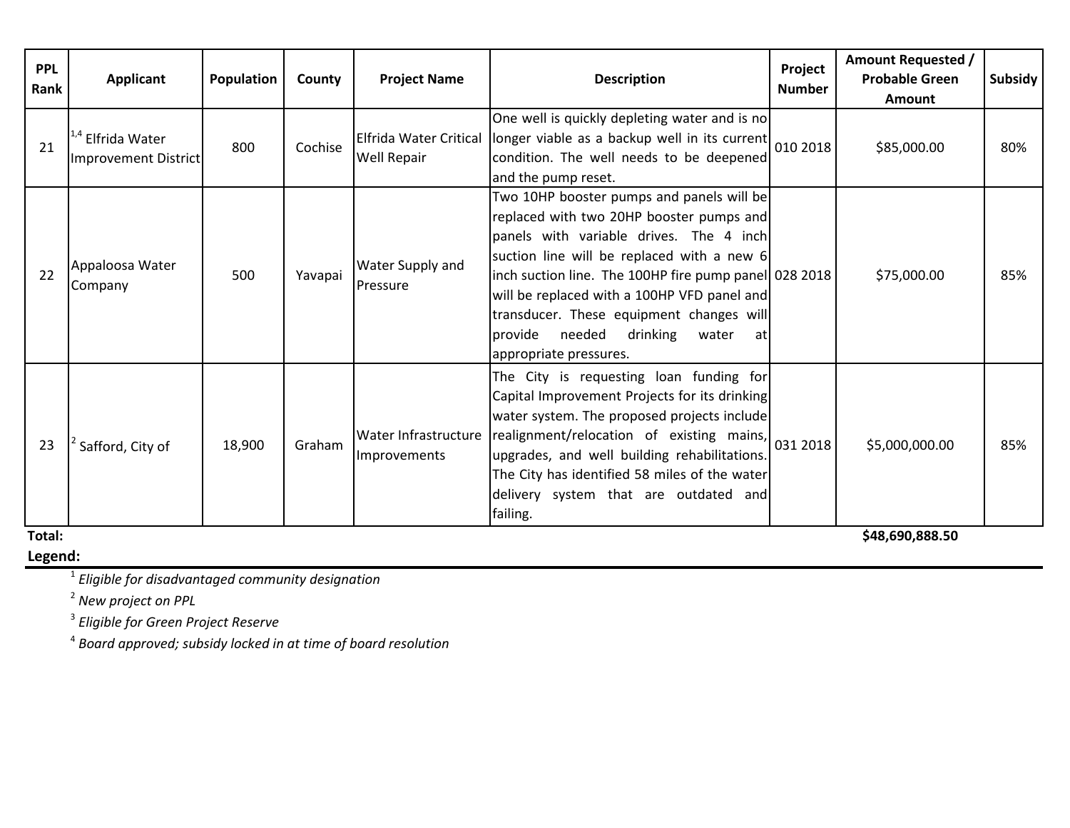| PPL Rank | Applicant | Population | County | Project Name | Description | Project Number | Amount Requested / Probable Green Amount | Subsidy |
|---|---|---|---|---|---|---|---|---|
| 21 | [1,4] Elfrida Water Improvement District | 800 | Cochise | Elfrida Water Critical Well Repair | One well is quickly depleting water and is no longer viable as a backup well in its current condition. The well needs to be deepened and the pump reset. | 010 2018 | $85,000.00 | 80% |
| 22 | Appaloosa Water Company | 500 | Yavapai | Water Supply and Pressure | Two 10HP booster pumps and panels will be replaced with two 20HP booster pumps and panels with variable drives. The 4 inch suction line will be replaced with a new 6 inch suction line. The 100HP fire pump panel will be replaced with a 100HP VFD panel and transducer. These equipment changes will provide needed drinking water at appropriate pressures. | 028 2018 | $75,000.00 | 85% |
| 23 | [2] Safford, City of | 18,900 | Graham | Water Infrastructure Improvements | The City is requesting loan funding for Capital Improvement Projects for its drinking water system. The proposed projects include realignment/relocation of existing mains, upgrades, and well building rehabilitations. The City has identified 58 miles of the water delivery system that are outdated and failing. | 031 2018 | $5,000,000.00 | 85% |
| **Total:** | | | | | | | **$48,690,888.50** | |

**Legend:**

[1] *Eligible for disadvantaged community designation*

[2] *New project on PPL*

[3] *Eligible for Green Project Reserve*

[4] *Board approved; subsidy locked in at time of board resolution*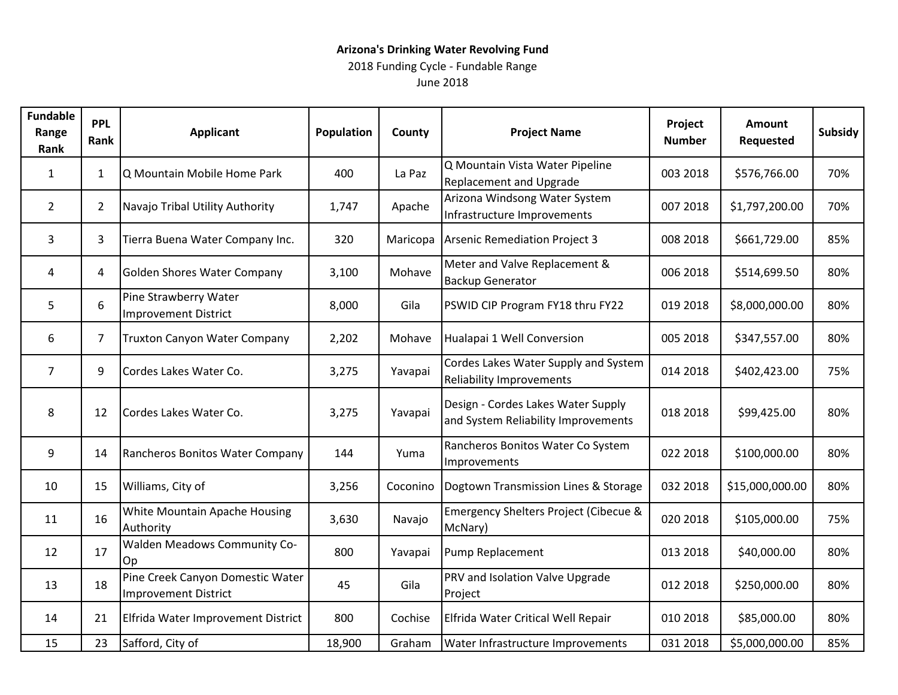**Arizona's Drinking Water Revolving Fund**

2018 Funding Cycle - Fundable Range

June 2018

| Fundable Range Rank | PPL Rank | Applicant | Population | County | Project Name | Project Number | Amount Requested | Subsidy |
|---|---|---|---|---|---|---|---|---|
| 1 | 1 | Q Mountain Mobile Home Park | 400 | La Paz | Q Mountain Vista Water Pipeline Replacement and Upgrade | 003 2018 | $576,766.00 | 70% |
| 2 | 2 | Navajo Tribal Utility Authority | 1,747 | Apache | Arizona Windsong Water System Infrastructure Improvements | 007 2018 | $1,797,200.00 | 70% |
| 3 | 3 | Tierra Buena Water Company Inc. | 320 | Maricopa | Arsenic Remediation Project 3 | 008 2018 | $661,729.00 | 85% |
| 4 | 4 | Golden Shores Water Company | 3,100 | Mohave | Meter and Valve Replacement & Backup Generator | 006 2018 | $514,699.50 | 80% |
| 5 | 6 | Pine Strawberry Water Improvement District | 8,000 | Gila | PSWID CIP Program FY18 thru FY22 | 019 2018 | $8,000,000.00 | 80% |
| 6 | 7 | Truxton Canyon Water Company | 2,202 | Mohave | Hualapai 1 Well Conversion | 005 2018 | $347,557.00 | 80% |
| 7 | 9 | Cordes Lakes Water Co. | 3,275 | Yavapai | Cordes Lakes Water Supply and System Reliability Improvements | 014 2018 | $402,423.00 | 75% |
| 8 | 12 | Cordes Lakes Water Co. | 3,275 | Yavapai | Design - Cordes Lakes Water Supply and System Reliability Improvements | 018 2018 | $99,425.00 | 80% |
| 9 | 14 | Rancheros Bonitos Water Company | 144 | Yuma | Rancheros Bonitos Water Co System Improvements | 022 2018 | $100,000.00 | 80% |
| 10 | 15 | Williams, City of | 3,256 | Coconino | Dogtown Transmission Lines & Storage | 032 2018 | $15,000,000.00 | 80% |
| 11 | 16 | White Mountain Apache Housing Authority | 3,630 | Navajo | Emergency Shelters Project (Cibecue & McNary) | 020 2018 | $105,000.00 | 75% |
| 12 | 17 | Walden Meadows Community Co-Op | 800 | Yavapai | Pump Replacement | 013 2018 | $40,000.00 | 80% |
| 13 | 18 | Pine Creek Canyon Domestic Water Improvement District | 45 | Gila | PRV and Isolation Valve Upgrade Project | 012 2018 | $250,000.00 | 80% |
| 14 | 21 | Elfrida Water Improvement District | 800 | Cochise | Elfrida Water Critical Well Repair | 010 2018 | $85,000.00 | 80% |
| 15 | 23 | Safford, City of | 18,900 | Graham | Water Infrastructure Improvements | 031 2018 | $5,000,000.00 | 85% |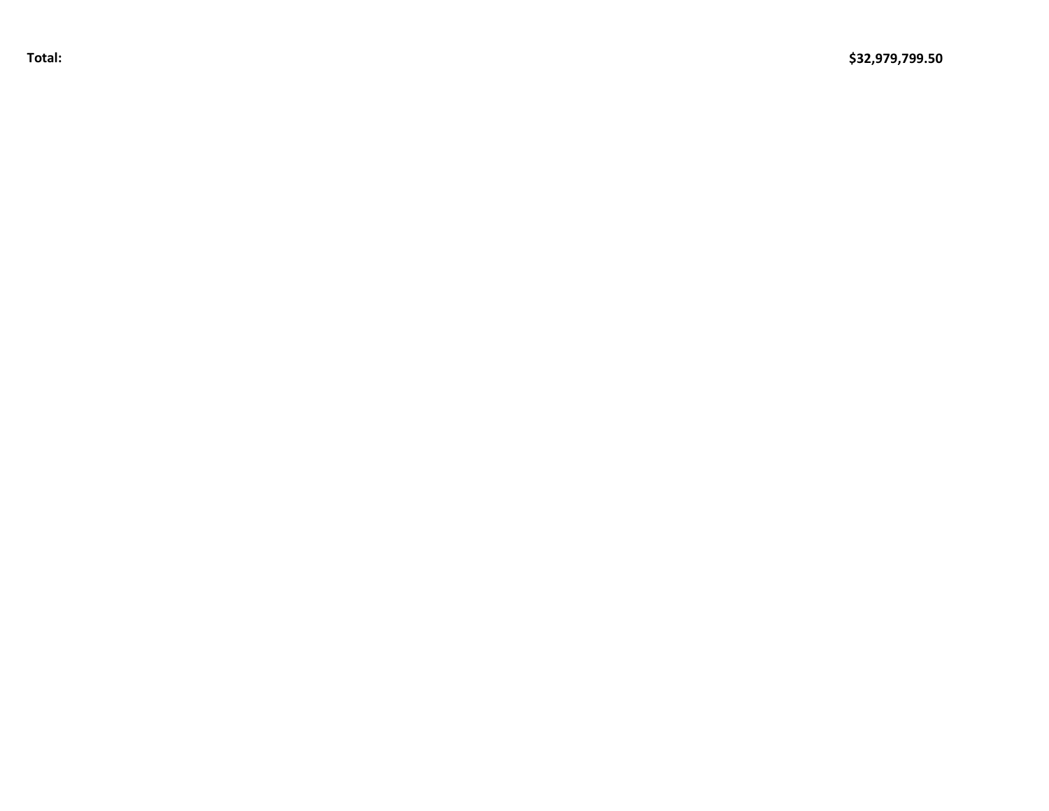| | |
|---|---|
| **Total:** | **$32,979,799.50** |